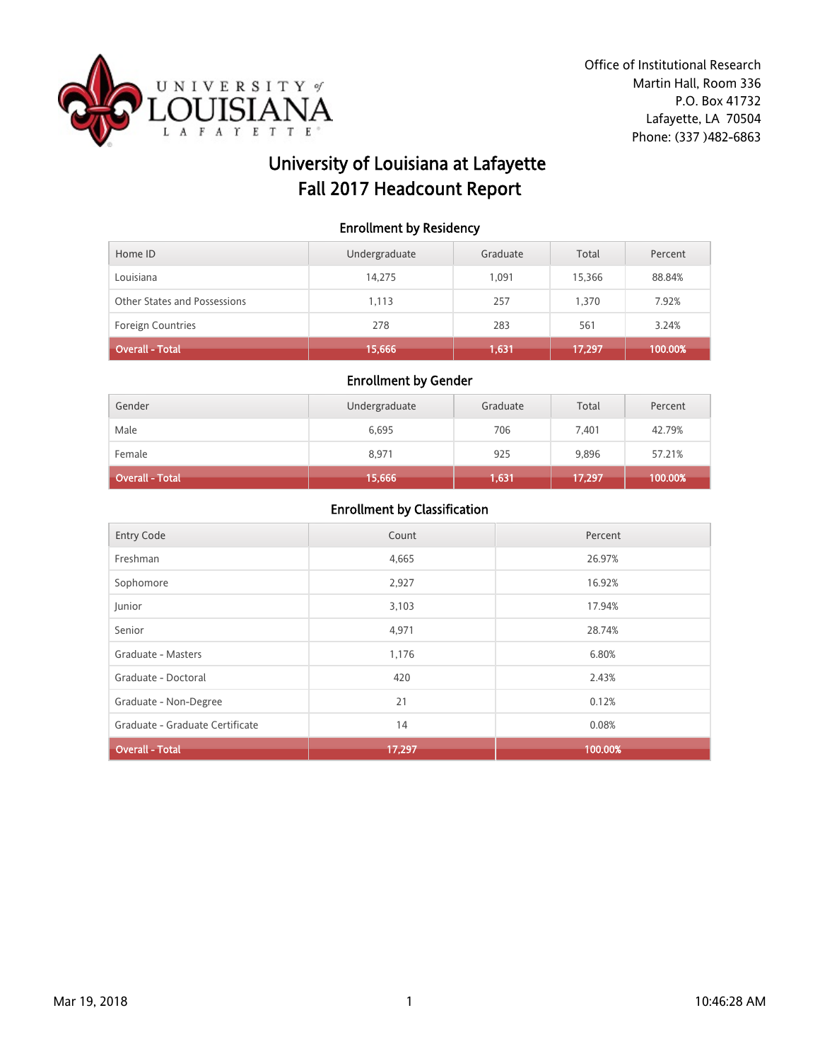Office of Institutional Research
Martin Hall, Room 336
P.O. Box 41732
Lafayette, LA 70504
Phone: (337 )482-6863

# University of Louisiana at Lafayette
# Fall 2017 Headcount Report

## Enrollment by Residency

| Home ID | Undergraduate | Graduate | Total | Percent |
|---|---|---|---|---|
| Louisiana | 14,275 | 1,091 | 15,366 | 88.84% |
| Other States and Possessions | 1,113 | 257 | 1,370 | 7.92% |
| Foreign Countries | 278 | 283 | 561 | 3.24% |
| **Overall - Total** | **15,666** | **1,631** | **17,297** | **100.00%** |

## Enrollment by Gender

| Gender | Undergraduate | Graduate | Total | Percent |
|---|---|---|---|---|
| Male | 6,695 | 706 | 7,401 | 42.79% |
| Female | 8,971 | 925 | 9,896 | 57.21% |
| **Overall - Total** | **15,666** | **1,631** | **17,297** | **100.00%** |

## Enrollment by Classification

| Entry Code | Count | Percent |
|---|---|---|
| Freshman | 4,665 | 26.97% |
| Sophomore | 2,927 | 16.92% |
| Junior | 3,103 | 17.94% |
| Senior | 4,971 | 28.74% |
| Graduate - Masters | 1,176 | 6.80% |
| Graduate - Doctoral | 420 | 2.43% |
| Graduate - Non-Degree | 21 | 0.12% |
| Graduate - Graduate Certificate | 14 | 0.08% |
| **Overall - Total** | **17,297** | **100.00%** |

Mar 19, 2018 10:46:28 AM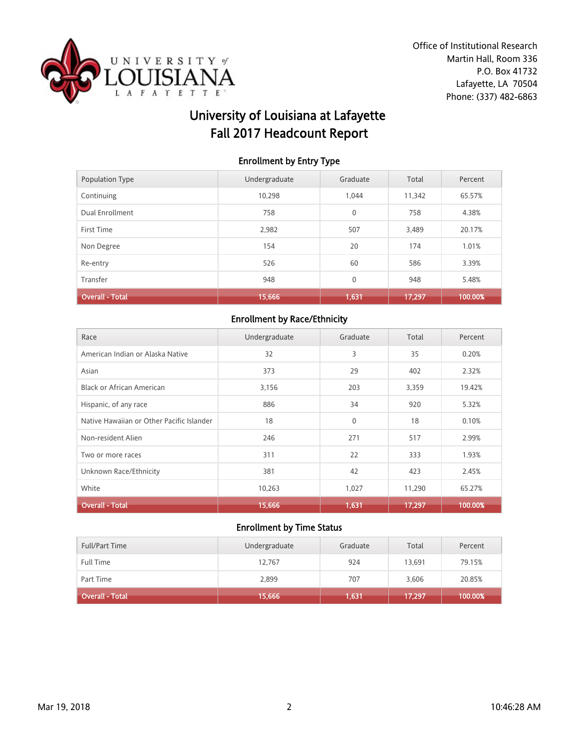Office of Institutional Research
Martin Hall, Room 336
P.O. Box 41732
Lafayette, LA 70504
Phone: (337) 482-6863

# University of Louisiana at Lafayette
# Fall 2017 Headcount Report

### Enrollment by Entry Type

| Population Type | Undergraduate | Graduate | Total | Percent |
|---|---|---|---|---|
| Continuing | 10,298 | 1,044 | 11,342 | 65.57% |
| Dual Enrollment | 758 | 0 | 758 | 4.38% |
| First Time | 2,982 | 507 | 3,489 | 20.17% |
| Non Degree | 154 | 20 | 174 | 1.01% |
| Re-entry | 526 | 60 | 586 | 3.39% |
| Transfer | 948 | 0 | 948 | 5.48% |
| **Overall - Total** | **15,666** | **1,631** | **17,297** | **100.00%** |

### Enrollment by Race/Ethnicity

| Race | Undergraduate | Graduate | Total | Percent |
|---|---|---|---|---|
| American Indian or Alaska Native | 32 | 3 | 35 | 0.20% |
| Asian | 373 | 29 | 402 | 2.32% |
| Black or African American | 3,156 | 203 | 3,359 | 19.42% |
| Hispanic, of any race | 886 | 34 | 920 | 5.32% |
| Native Hawaiian or Other Pacific Islander | 18 | 0 | 18 | 0.10% |
| Non-resident Alien | 246 | 271 | 517 | 2.99% |
| Two or more races | 311 | 22 | 333 | 1.93% |
| Unknown Race/Ethnicity | 381 | 42 | 423 | 2.45% |
| White | 10,263 | 1,027 | 11,290 | 65.27% |
| **Overall - Total** | **15,666** | **1,631** | **17,297** | **100.00%** |

### Enrollment by Time Status

| Full/Part Time | Undergraduate | Graduate | Total | Percent |
|---|---|---|---|---|
| Full Time | 12,767 | 924 | 13,691 | 79.15% |
| Part Time | 2,899 | 707 | 3,606 | 20.85% |
| **Overall - Total** | **15,666** | **1,631** | **17,297** | **100.00%** |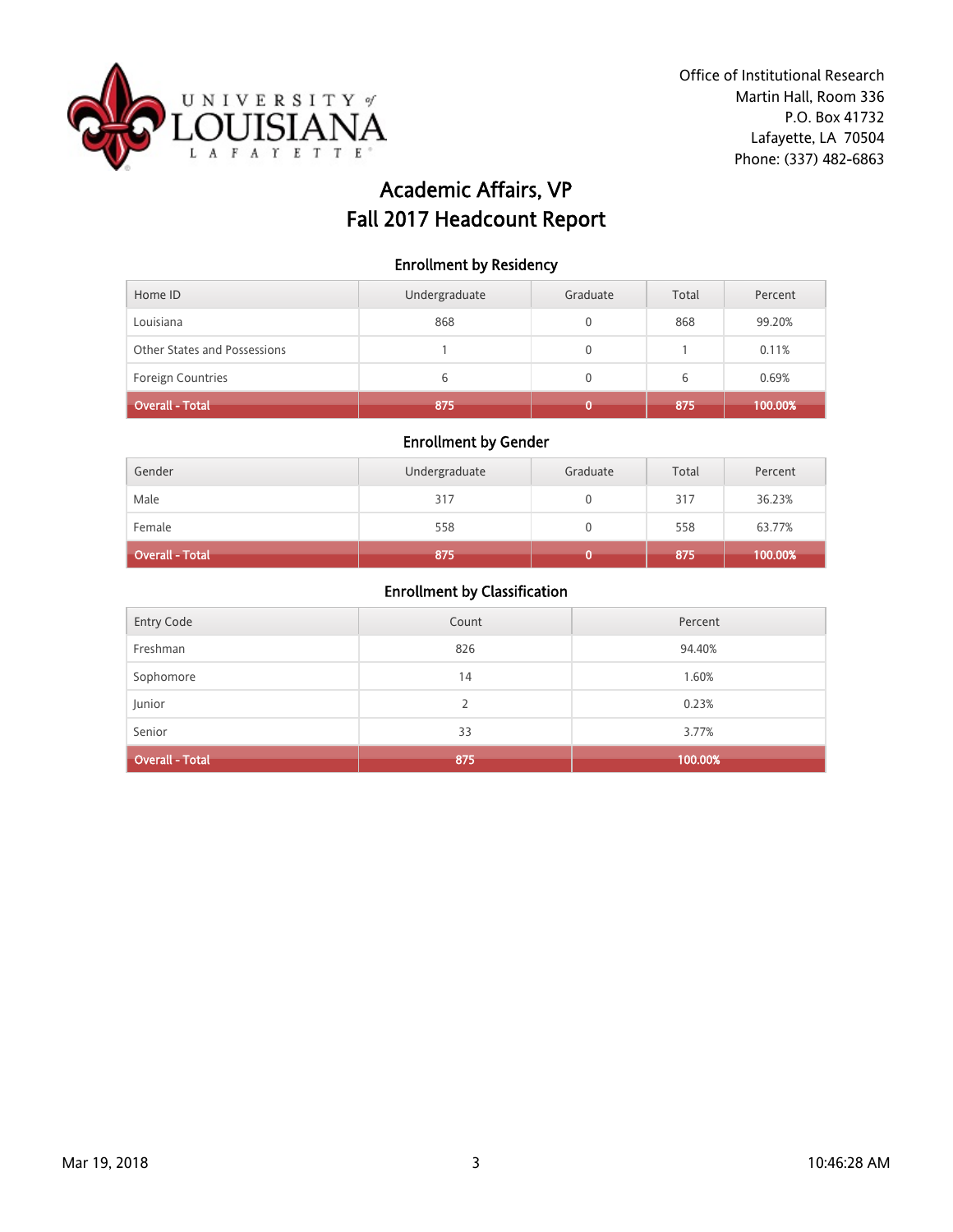Office of Institutional Research
Martin Hall, Room 336
P.O. Box 41732
Lafayette, LA 70504
Phone: (337) 482-6863

# Academic Affairs, VP
# Fall 2017 Headcount Report

## Enrollment by Residency

| Home ID | Undergraduate | Graduate | Total | Percent |
|---|---|---|---|---|
| Louisiana | 868 | 0 | 868 | 99.20% |
| Other States and Possessions | 1 | 0 | 1 | 0.11% |
| Foreign Countries | 6 | 0 | 6 | 0.69% |
| **Overall - Total** | **875** | **0** | **875** | **100.00%** |

## Enrollment by Gender

| Gender | Undergraduate | Graduate | Total | Percent |
|---|---|---|---|---|
| Male | 317 | 0 | 317 | 36.23% |
| Female | 558 | 0 | 558 | 63.77% |
| **Overall - Total** | **875** | **0** | **875** | **100.00%** |

## Enrollment by Classification

| Entry Code | Count | Percent |
|---|---|---|
| Freshman | 826 | 94.40% |
| Sophomore | 14 | 1.60% |
| Junior | 2 | 0.23% |
| Senior | 33 | 3.77% |
| **Overall - Total** | **875** | **100.00%** |

Mar 19, 2018 10:46:28 AM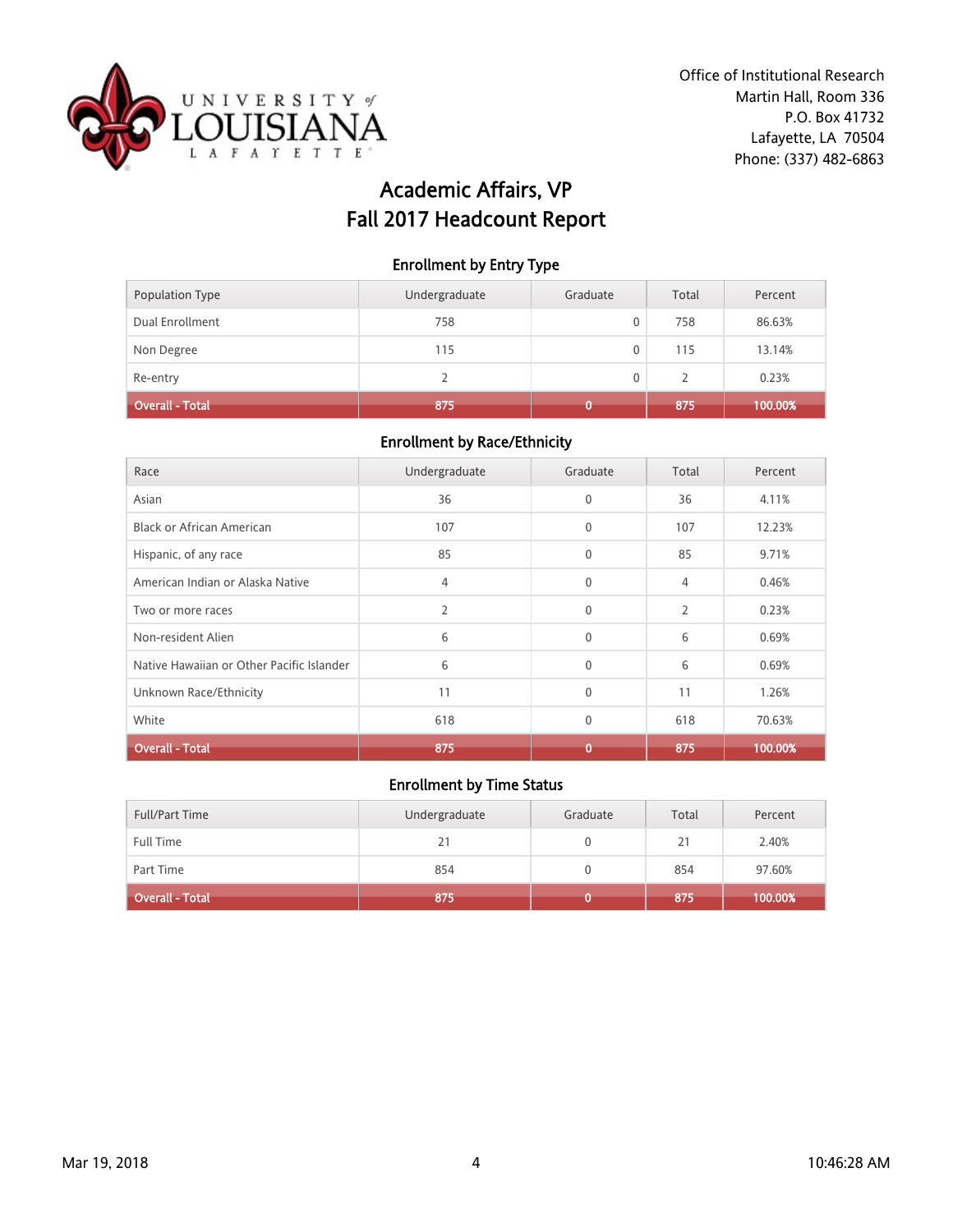Office of Institutional Research
Martin Hall, Room 336
P.O. Box 41732
Lafayette, LA 70504
Phone: (337) 482-6863

# Academic Affairs, VP
# Fall 2017 Headcount Report

## Enrollment by Entry Type

| Population Type | Undergraduate | Graduate | Total | Percent |
|---|---|---|---|---|
| Dual Enrollment | 758 | 0 | 758 | 86.63% |
| Non Degree | 115 | 0 | 115 | 13.14% |
| Re-entry | 2 | 0 | 2 | 0.23% |
| **Overall - Total** | **875** | **0** | **875** | **100.00%** |

## Enrollment by Race/Ethnicity

| Race | Undergraduate | Graduate | Total | Percent |
|---|---|---|---|---|
| Asian | 36 | 0 | 36 | 4.11% |
| Black or African American | 107 | 0 | 107 | 12.23% |
| Hispanic, of any race | 85 | 0 | 85 | 9.71% |
| American Indian or Alaska Native | 4 | 0 | 4 | 0.46% |
| Two or more races | 2 | 0 | 2 | 0.23% |
| Non-resident Alien | 6 | 0 | 6 | 0.69% |
| Native Hawaiian or Other Pacific Islander | 6 | 0 | 6 | 0.69% |
| Unknown Race/Ethnicity | 11 | 0 | 11 | 1.26% |
| White | 618 | 0 | 618 | 70.63% |
| **Overall - Total** | **875** | **0** | **875** | **100.00%** |

## Enrollment by Time Status

| Full/Part Time | Undergraduate | Graduate | Total | Percent |
|---|---|---|---|---|
| Full Time | 21 | 0 | 21 | 2.40% |
| Part Time | 854 | 0 | 854 | 97.60% |
| **Overall - Total** | **875** | **0** | **875** | **100.00%** |

Mar 19, 2018 10:46:28 AM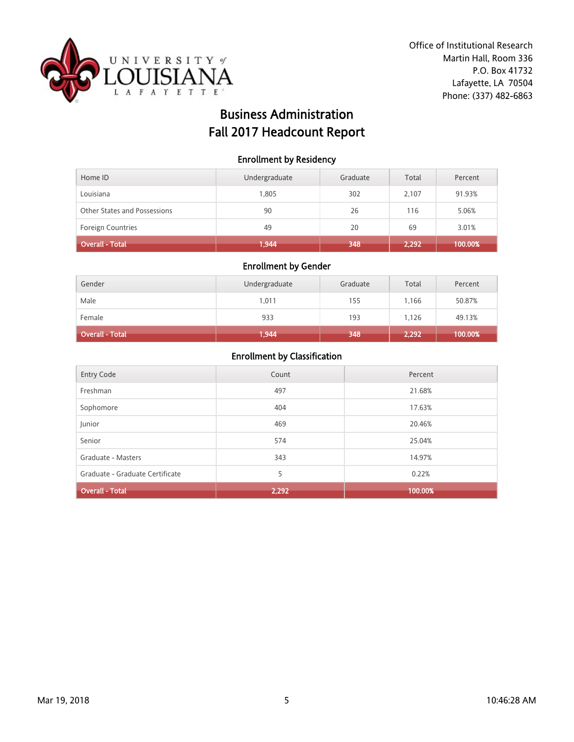Office of Institutional Research
Martin Hall, Room 336
P.O. Box 41732
Lafayette, LA 70504
Phone: (337) 482-6863

# Business Administration
# Fall 2017 Headcount Report

### Enrollment by Residency

| Home ID | Undergraduate | Graduate | Total | Percent |
|---|---|---|---|---|
| Louisiana | 1,805 | 302 | 2,107 | 91.93% |
| Other States and Possessions | 90 | 26 | 116 | 5.06% |
| Foreign Countries | 49 | 20 | 69 | 3.01% |
| **Overall - Total** | **1,944** | **348** | **2,292** | **100.00%** |

### Enrollment by Gender

| Gender | Undergraduate | Graduate | Total | Percent |
|---|---|---|---|---|
| Male | 1,011 | 155 | 1,166 | 50.87% |
| Female | 933 | 193 | 1,126 | 49.13% |
| **Overall - Total** | **1,944** | **348** | **2,292** | **100.00%** |

### Enrollment by Classification

| Entry Code | Count | Percent |
|---|---|---|
| Freshman | 497 | 21.68% |
| Sophomore | 404 | 17.63% |
| Junior | 469 | 20.46% |
| Senior | 574 | 25.04% |
| Graduate - Masters | 343 | 14.97% |
| Graduate - Graduate Certificate | 5 | 0.22% |
| **Overall - Total** | **2,292** | **100.00%** |

Mar 19, 2018 10:46:28 AM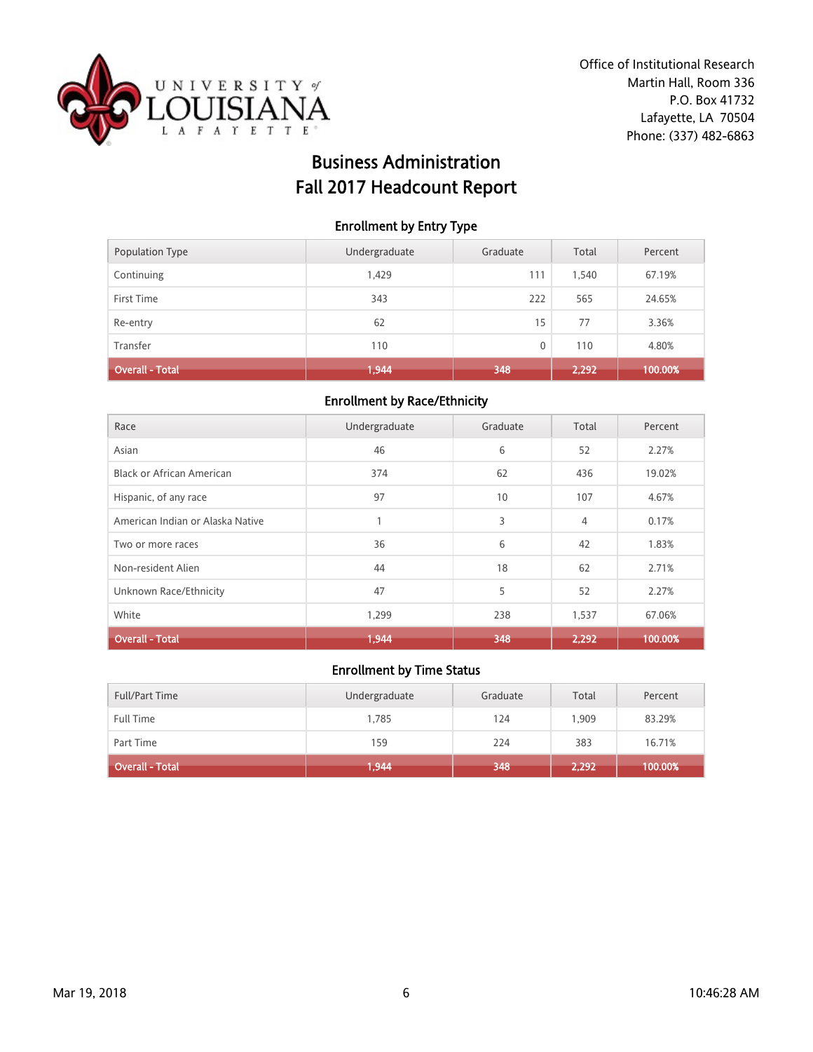Office of Institutional Research
Martin Hall, Room 336
P.O. Box 41732
Lafayette, LA 70504
Phone: (337) 482-6863

# Business Administration
# Fall 2017 Headcount Report

### Enrollment by Entry Type

| Population Type | Undergraduate | Graduate | Total | Percent |
|---|---|---|---|---|
| Continuing | 1,429 | 111 | 1,540 | 67.19% |
| First Time | 343 | 222 | 565 | 24.65% |
| Re-entry | 62 | 15 | 77 | 3.36% |
| Transfer | 110 | 0 | 110 | 4.80% |
| **Overall - Total** | **1,944** | **348** | **2,292** | **100.00%** |

### Enrollment by Race/Ethnicity

| Race | Undergraduate | Graduate | Total | Percent |
|---|---|---|---|---|
| Asian | 46 | 6 | 52 | 2.27% |
| Black or African American | 374 | 62 | 436 | 19.02% |
| Hispanic, of any race | 97 | 10 | 107 | 4.67% |
| American Indian or Alaska Native | 1 | 3 | 4 | 0.17% |
| Two or more races | 36 | 6 | 42 | 1.83% |
| Non-resident Alien | 44 | 18 | 62 | 2.71% |
| Unknown Race/Ethnicity | 47 | 5 | 52 | 2.27% |
| White | 1,299 | 238 | 1,537 | 67.06% |
| **Overall - Total** | **1,944** | **348** | **2,292** | **100.00%** |

### Enrollment by Time Status

| Full/Part Time | Undergraduate | Graduate | Total | Percent |
|---|---|---|---|---|
| Full Time | 1,785 | 124 | 1,909 | 83.29% |
| Part Time | 159 | 224 | 383 | 16.71% |
| **Overall - Total** | **1,944** | **348** | **2,292** | **100.00%** |

Mar 19, 2018 10:46:28 AM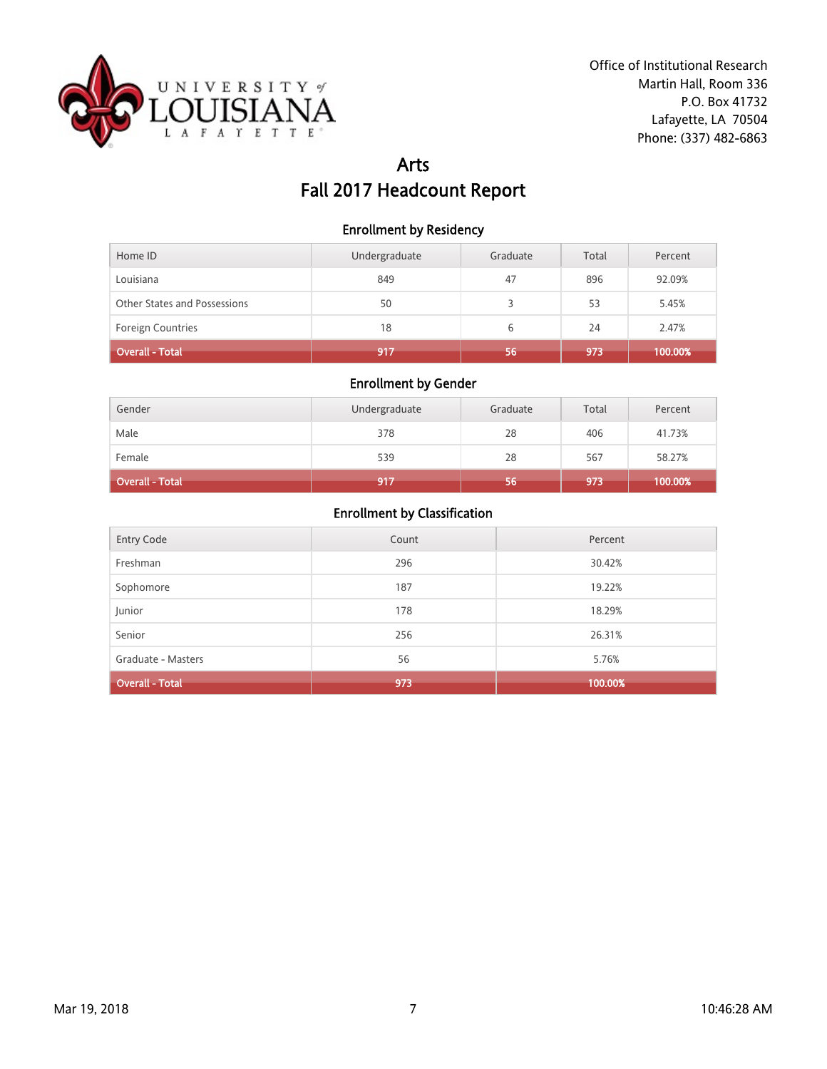Office of Institutional Research
Martin Hall, Room 336
P.O. Box 41732
Lafayette, LA 70504
Phone: (337) 482-6863

# Arts
# Fall 2017 Headcount Report

## Enrollment by Residency

| Home ID | Undergraduate | Graduate | Total | Percent |
|---|---|---|---|---|
| Louisiana | 849 | 47 | 896 | 92.09% |
| Other States and Possessions | 50 | 3 | 53 | 5.45% |
| Foreign Countries | 18 | 6 | 24 | 2.47% |
| **Overall - Total** | **917** | **56** | **973** | **100.00%** |

## Enrollment by Gender

| Gender | Undergraduate | Graduate | Total | Percent |
|---|---|---|---|---|
| Male | 378 | 28 | 406 | 41.73% |
| Female | 539 | 28 | 567 | 58.27% |
| **Overall - Total** | **917** | **56** | **973** | **100.00%** |

## Enrollment by Classification

| Entry Code | Count | Percent |
|---|---|---|
| Freshman | 296 | 30.42% |
| Sophomore | 187 | 19.22% |
| Junior | 178 | 18.29% |
| Senior | 256 | 26.31% |
| Graduate - Masters | 56 | 5.76% |
| **Overall - Total** | **973** | **100.00%** |

Mar 19, 2018 10:46:28 AM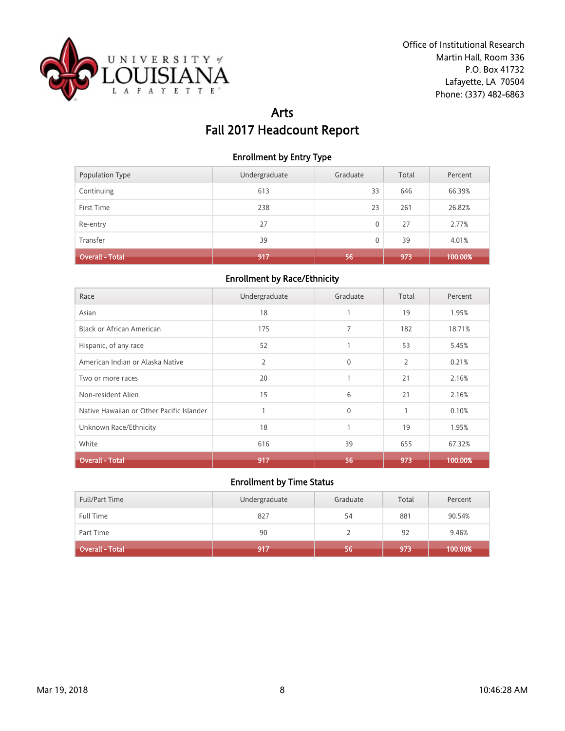Office of Institutional Research
Martin Hall, Room 336
P.O. Box 41732
Lafayette, LA 70504
Phone: (337) 482-6863

# Arts
# Fall 2017 Headcount Report

### Enrollment by Entry Type

| Population Type | Undergraduate | Graduate | Total | Percent |
|---|---|---|---|---|
| Continuing | 613 | 33 | 646 | 66.39% |
| First Time | 238 | 23 | 261 | 26.82% |
| Re-entry | 27 | 0 | 27 | 2.77% |
| Transfer | 39 | 0 | 39 | 4.01% |
| **Overall - Total** | **917** | **56** | **973** | **100.00%** |

### Enrollment by Race/Ethnicity

| Race | Undergraduate | Graduate | Total | Percent |
|---|---|---|---|---|
| Asian | 18 | 1 | 19 | 1.95% |
| Black or African American | 175 | 7 | 182 | 18.71% |
| Hispanic, of any race | 52 | 1 | 53 | 5.45% |
| American Indian or Alaska Native | 2 | 0 | 2 | 0.21% |
| Two or more races | 20 | 1 | 21 | 2.16% |
| Non-resident Alien | 15 | 6 | 21 | 2.16% |
| Native Hawaiian or Other Pacific Islander | 1 | 0 | 1 | 0.10% |
| Unknown Race/Ethnicity | 18 | 1 | 19 | 1.95% |
| White | 616 | 39 | 655 | 67.32% |
| **Overall - Total** | **917** | **56** | **973** | **100.00%** |

### Enrollment by Time Status

| Full/Part Time | Undergraduate | Graduate | Total | Percent |
|---|---|---|---|---|
| Full Time | 827 | 54 | 881 | 90.54% |
| Part Time | 90 | 2 | 92 | 9.46% |
| **Overall - Total** | **917** | **56** | **973** | **100.00%** |

Mar 19, 2018 10:46:28 AM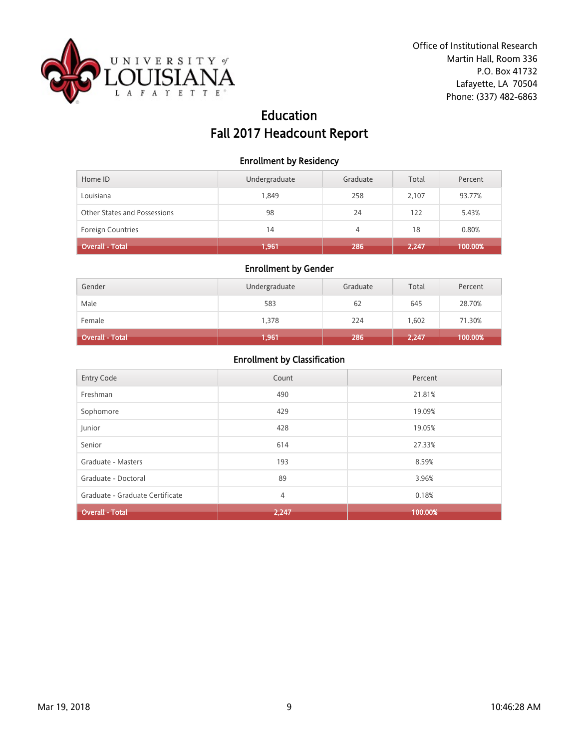Office of Institutional Research
Martin Hall, Room 336
P.O. Box 41732
Lafayette, LA 70504
Phone: (337) 482-6863

# Education
# Fall 2017 Headcount Report

## Enrollment by Residency

| Home ID | Undergraduate | Graduate | Total | Percent |
|---|---|---|---|---|
| Louisiana | 1,849 | 258 | 2,107 | 93.77% |
| Other States and Possessions | 98 | 24 | 122 | 5.43% |
| Foreign Countries | 14 | 4 | 18 | 0.80% |
| **Overall - Total** | **1,961** | **286** | **2,247** | **100.00%** |

## Enrollment by Gender

| Gender | Undergraduate | Graduate | Total | Percent |
|---|---|---|---|---|
| Male | 583 | 62 | 645 | 28.70% |
| Female | 1,378 | 224 | 1,602 | 71.30% |
| **Overall - Total** | **1,961** | **286** | **2,247** | **100.00%** |

## Enrollment by Classification

| Entry Code | Count | Percent |
|---|---|---|
| Freshman | 490 | 21.81% |
| Sophomore | 429 | 19.09% |
| Junior | 428 | 19.05% |
| Senior | 614 | 27.33% |
| Graduate - Masters | 193 | 8.59% |
| Graduate - Doctoral | 89 | 3.96% |
| Graduate - Graduate Certificate | 4 | 0.18% |
| **Overall - Total** | **2,247** | **100.00%** |

Mar 19, 2018 10:46:28 AM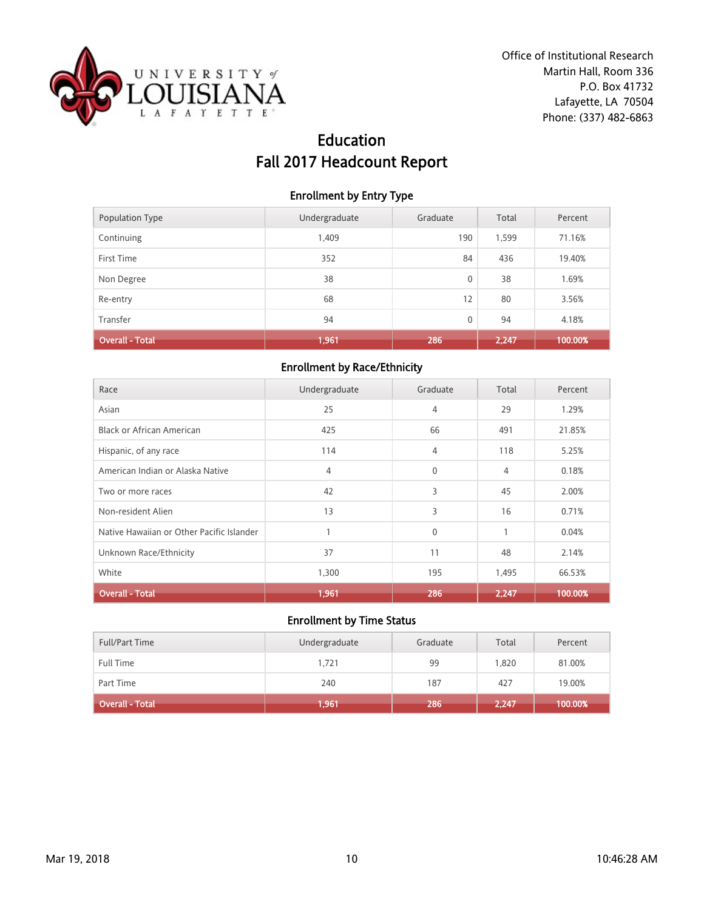Office of Institutional Research
Martin Hall, Room 336
P.O. Box 41732
Lafayette, LA 70504
Phone: (337) 482-6863

# Education
# Fall 2017 Headcount Report

### Enrollment by Entry Type

| Population Type | Undergraduate | Graduate | Total | Percent |
|---|---|---|---|---|
| Continuing | 1,409 | 190 | 1,599 | 71.16% |
| First Time | 352 | 84 | 436 | 19.40% |
| Non Degree | 38 | 0 | 38 | 1.69% |
| Re-entry | 68 | 12 | 80 | 3.56% |
| Transfer | 94 | 0 | 94 | 4.18% |
| **Overall - Total** | **1,961** | **286** | **2,247** | **100.00%** |

### Enrollment by Race/Ethnicity

| Race | Undergraduate | Graduate | Total | Percent |
|---|---|---|---|---|
| Asian | 25 | 4 | 29 | 1.29% |
| Black or African American | 425 | 66 | 491 | 21.85% |
| Hispanic, of any race | 114 | 4 | 118 | 5.25% |
| American Indian or Alaska Native | 4 | 0 | 4 | 0.18% |
| Two or more races | 42 | 3 | 45 | 2.00% |
| Non-resident Alien | 13 | 3 | 16 | 0.71% |
| Native Hawaiian or Other Pacific Islander | 1 | 0 | 1 | 0.04% |
| Unknown Race/Ethnicity | 37 | 11 | 48 | 2.14% |
| White | 1,300 | 195 | 1,495 | 66.53% |
| **Overall - Total** | **1,961** | **286** | **2,247** | **100.00%** |

### Enrollment by Time Status

| Full/Part Time | Undergraduate | Graduate | Total | Percent |
|---|---|---|---|---|
| Full Time | 1,721 | 99 | 1,820 | 81.00% |
| Part Time | 240 | 187 | 427 | 19.00% |
| **Overall - Total** | **1,961** | **286** | **2,247** | **100.00%** |

Mar 19, 2018 10:46:28 AM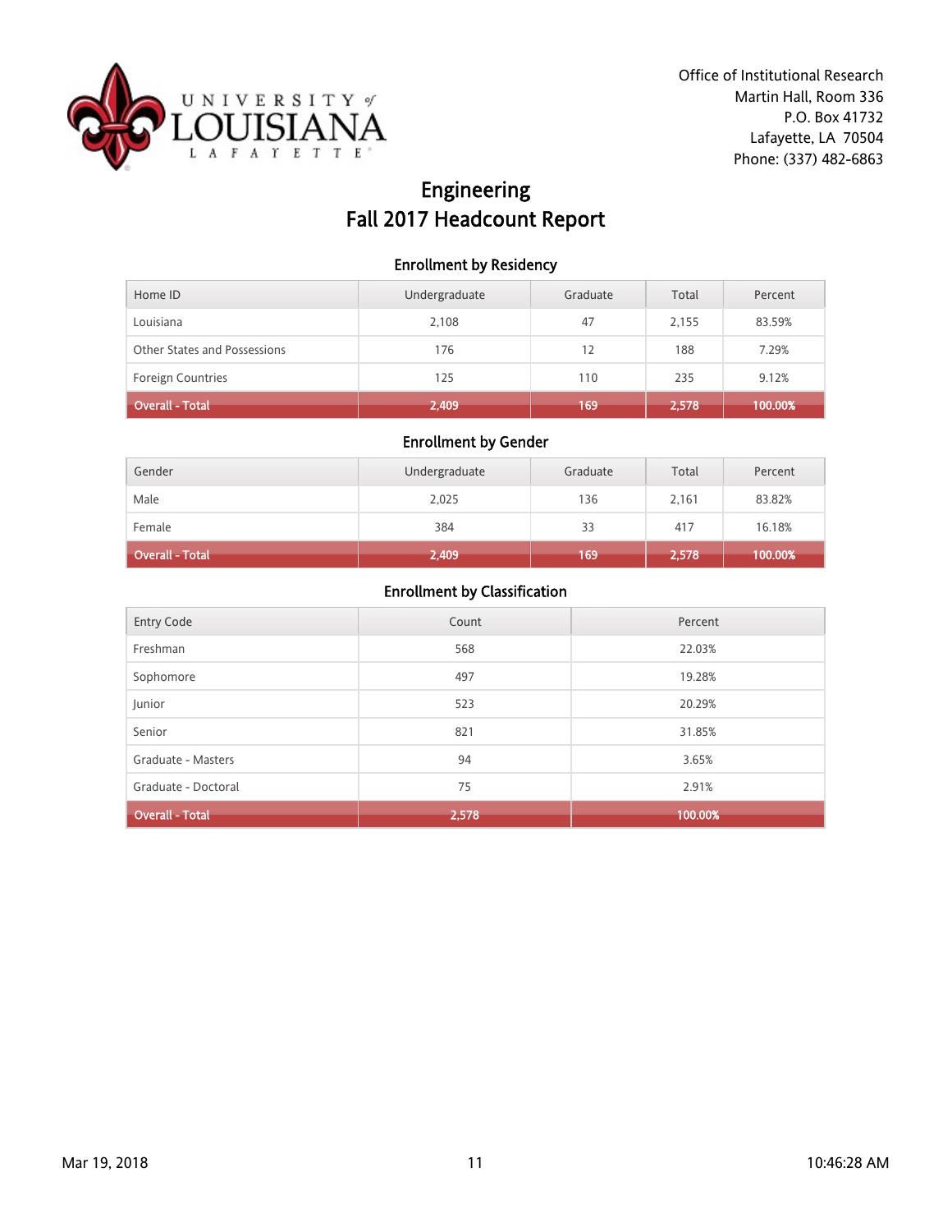Office of Institutional Research
Martin Hall, Room 336
P.O. Box 41732
Lafayette, LA 70504
Phone: (337) 482-6863

# Engineering
# Fall 2017 Headcount Report

## Enrollment by Residency

| Home ID | Undergraduate | Graduate | Total | Percent |
|---|---|---|---|---|
| Louisiana | 2,108 | 47 | 2,155 | 83.59% |
| Other States and Possessions | 176 | 12 | 188 | 7.29% |
| Foreign Countries | 125 | 110 | 235 | 9.12% |
| **Overall - Total** | **2,409** | **169** | **2,578** | **100.00%** |

## Enrollment by Gender

| Gender | Undergraduate | Graduate | Total | Percent |
|---|---|---|---|---|
| Male | 2,025 | 136 | 2,161 | 83.82% |
| Female | 384 | 33 | 417 | 16.18% |
| **Overall - Total** | **2,409** | **169** | **2,578** | **100.00%** |

## Enrollment by Classification

| Entry Code | Count | Percent |
|---|---|---|
| Freshman | 568 | 22.03% |
| Sophomore | 497 | 19.28% |
| Junior | 523 | 20.29% |
| Senior | 821 | 31.85% |
| Graduate - Masters | 94 | 3.65% |
| Graduate - Doctoral | 75 | 2.91% |
| **Overall - Total** | **2,578** | **100.00%** |

Mar 19, 2018 10:46:28 AM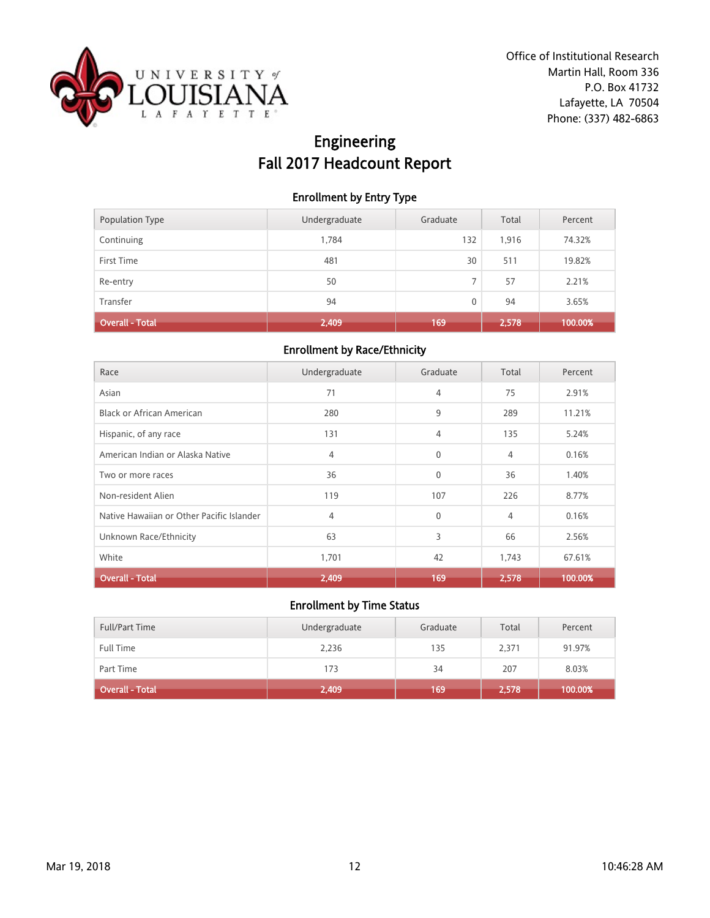University of Louisiana Lafayette

Office of Institutional Research
Martin Hall, Room 336
P.O. Box 41732
Lafayette, LA 70504
Phone: (337) 482-6863

# Engineering
# Fall 2017 Headcount Report

## Enrollment by Entry Type

| Population Type | Undergraduate | Graduate | Total | Percent |
|---|---|---|---|---|
| Continuing | 1,784 | 132 | 1,916 | 74.32% |
| First Time | 481 | 30 | 511 | 19.82% |
| Re-entry | 50 | 7 | 57 | 2.21% |
| Transfer | 94 | 0 | 94 | 3.65% |
| **Overall - Total** | **2,409** | **169** | **2,578** | **100.00%** |

## Enrollment by Race/Ethnicity

| Race | Undergraduate | Graduate | Total | Percent |
|---|---|---|---|---|
| Asian | 71 | 4 | 75 | 2.91% |
| Black or African American | 280 | 9 | 289 | 11.21% |
| Hispanic, of any race | 131 | 4 | 135 | 5.24% |
| American Indian or Alaska Native | 4 | 0 | 4 | 0.16% |
| Two or more races | 36 | 0 | 36 | 1.40% |
| Non-resident Alien | 119 | 107 | 226 | 8.77% |
| Native Hawaiian or Other Pacific Islander | 4 | 0 | 4 | 0.16% |
| Unknown Race/Ethnicity | 63 | 3 | 66 | 2.56% |
| White | 1,701 | 42 | 1,743 | 67.61% |
| **Overall - Total** | **2,409** | **169** | **2,578** | **100.00%** |

## Enrollment by Time Status

| Full/Part Time | Undergraduate | Graduate | Total | Percent |
|---|---|---|---|---|
| Full Time | 2,236 | 135 | 2,371 | 91.97% |
| Part Time | 173 | 34 | 207 | 8.03% |
| **Overall - Total** | **2,409** | **169** | **2,578** | **100.00%** |

Mar 19, 2018 10:46:28 AM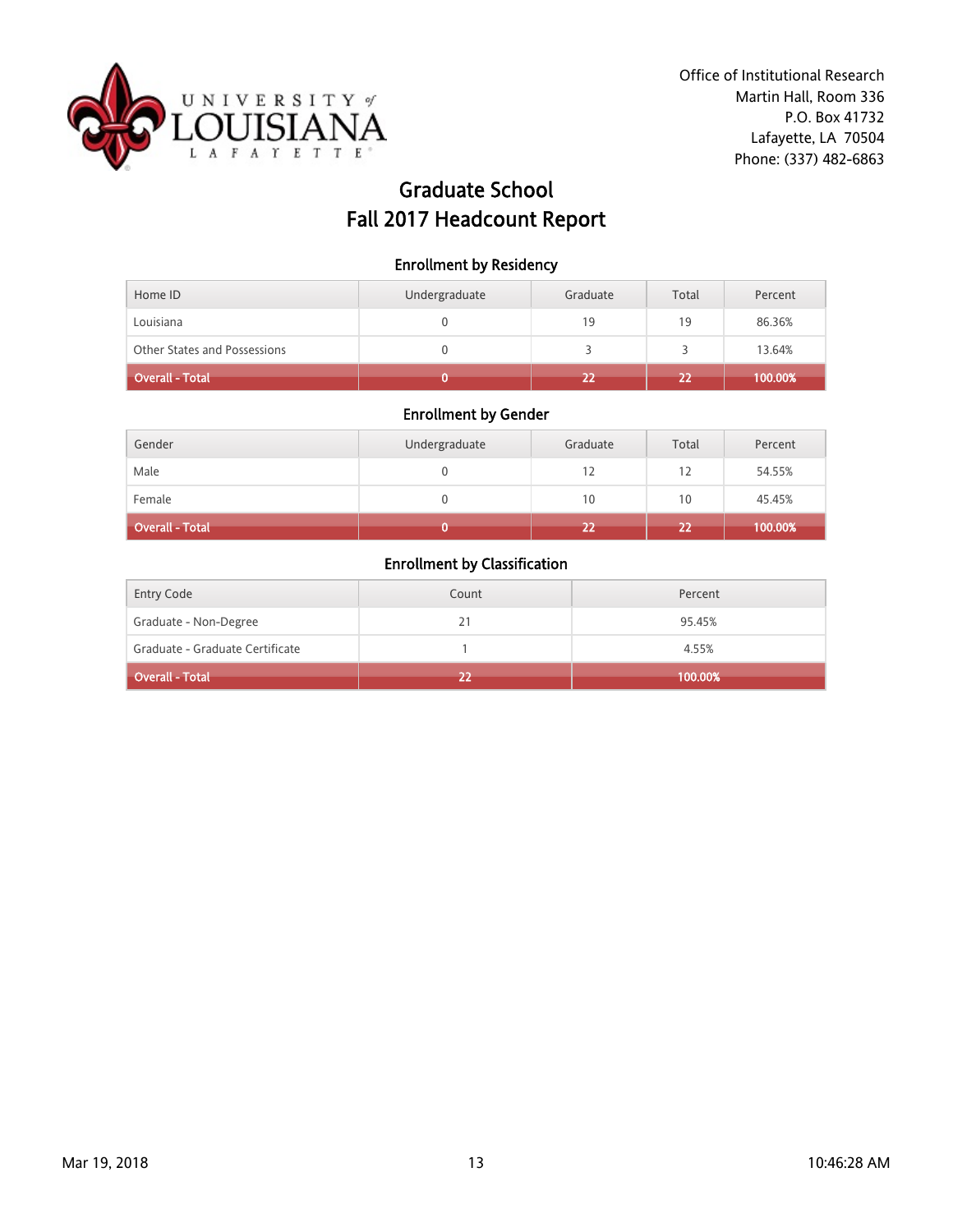Office of Institutional Research
Martin Hall, Room 336
P.O. Box 41732
Lafayette, LA 70504
Phone: (337) 482-6863

# Graduate School
# Fall 2017 Headcount Report

## Enrollment by Residency

| Home ID | Undergraduate | Graduate | Total | Percent |
|---|---|---|---|---|
| Louisiana | 0 | 19 | 19 | 86.36% |
| Other States and Possessions | 0 | 3 | 3 | 13.64% |
| **Overall - Total** | **0** | **22** | **22** | **100.00%** |

## Enrollment by Gender

| Gender | Undergraduate | Graduate | Total | Percent |
|---|---|---|---|---|
| Male | 0 | 12 | 12 | 54.55% |
| Female | 0 | 10 | 10 | 45.45% |
| **Overall - Total** | **0** | **22** | **22** | **100.00%** |

## Enrollment by Classification

| Entry Code | Count | Percent |
|---|---|---|
| Graduate - Non-Degree | 21 | 95.45% |
| Graduate - Graduate Certificate | 1 | 4.55% |
| **Overall - Total** | **22** | **100.00%** |

Mar 19, 2018 10:46:28 AM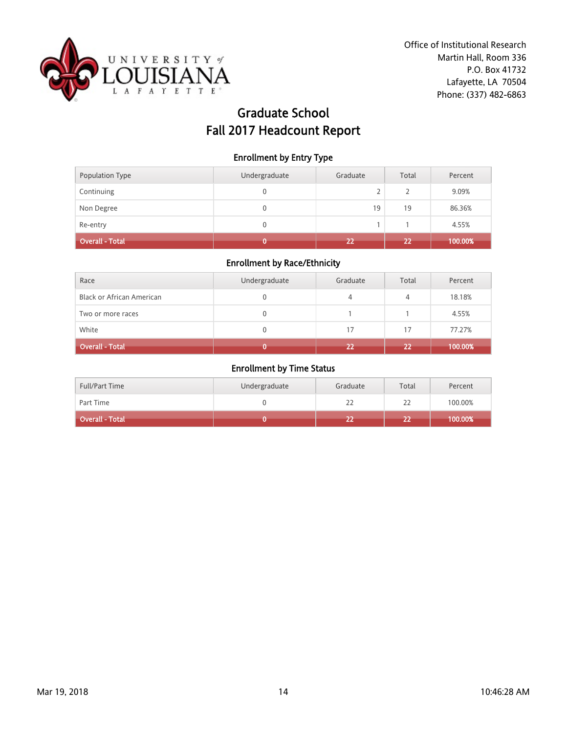Office of Institutional Research
Martin Hall, Room 336
P.O. Box 41732
Lafayette, LA 70504
Phone: (337) 482-6863

# Graduate School
# Fall 2017 Headcount Report

### Enrollment by Entry Type

| Population Type | Undergraduate | Graduate | Total | Percent |
|---|---|---|---|---|
| Continuing | 0 | 2 | 2 | 9.09% |
| Non Degree | 0 | 19 | 19 | 86.36% |
| Re-entry | 0 | 1 | 1 | 4.55% |
| **Overall - Total** | **0** | **22** | **22** | **100.00%** |

### Enrollment by Race/Ethnicity

| Race | Undergraduate | Graduate | Total | Percent |
|---|---|---|---|---|
| Black or African American | 0 | 4 | 4 | 18.18% |
| Two or more races | 0 | 1 | 1 | 4.55% |
| White | 0 | 17 | 17 | 77.27% |
| **Overall - Total** | **0** | **22** | **22** | **100.00%** |

### Enrollment by Time Status

| Full/Part Time | Undergraduate | Graduate | Total | Percent |
|---|---|---|---|---|
| Part Time | 0 | 22 | 22 | 100.00% |
| **Overall - Total** | **0** | **22** | **22** | **100.00%** |

Mar 19, 2018 10:46:28 AM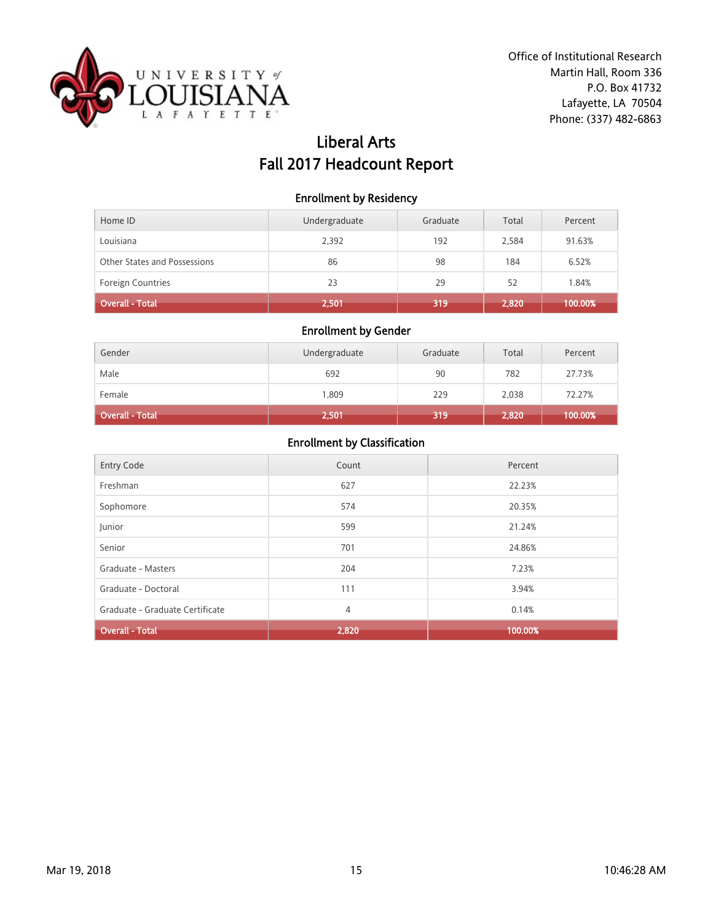Office of Institutional Research
Martin Hall, Room 336
P.O. Box 41732
Lafayette, LA 70504
Phone: (337) 482-6863

# Liberal Arts
# Fall 2017 Headcount Report

## Enrollment by Residency

| Home ID | Undergraduate | Graduate | Total | Percent |
|---|---|---|---|---|
| Louisiana | 2,392 | 192 | 2,584 | 91.63% |
| Other States and Possessions | 86 | 98 | 184 | 6.52% |
| Foreign Countries | 23 | 29 | 52 | 1.84% |
| **Overall - Total** | **2,501** | **319** | **2,820** | **100.00%** |

## Enrollment by Gender

| Gender | Undergraduate | Graduate | Total | Percent |
|---|---|---|---|---|
| Male | 692 | 90 | 782 | 27.73% |
| Female | 1,809 | 229 | 2,038 | 72.27% |
| **Overall - Total** | **2,501** | **319** | **2,820** | **100.00%** |

## Enrollment by Classification

| Entry Code | Count | Percent |
|---|---|---|
| Freshman | 627 | 22.23% |
| Sophomore | 574 | 20.35% |
| Junior | 599 | 21.24% |
| Senior | 701 | 24.86% |
| Graduate - Masters | 204 | 7.23% |
| Graduate - Doctoral | 111 | 3.94% |
| Graduate - Graduate Certificate | 4 | 0.14% |
| **Overall - Total** | **2,820** | **100.00%** |

Mar 19, 2018 10:46:28 AM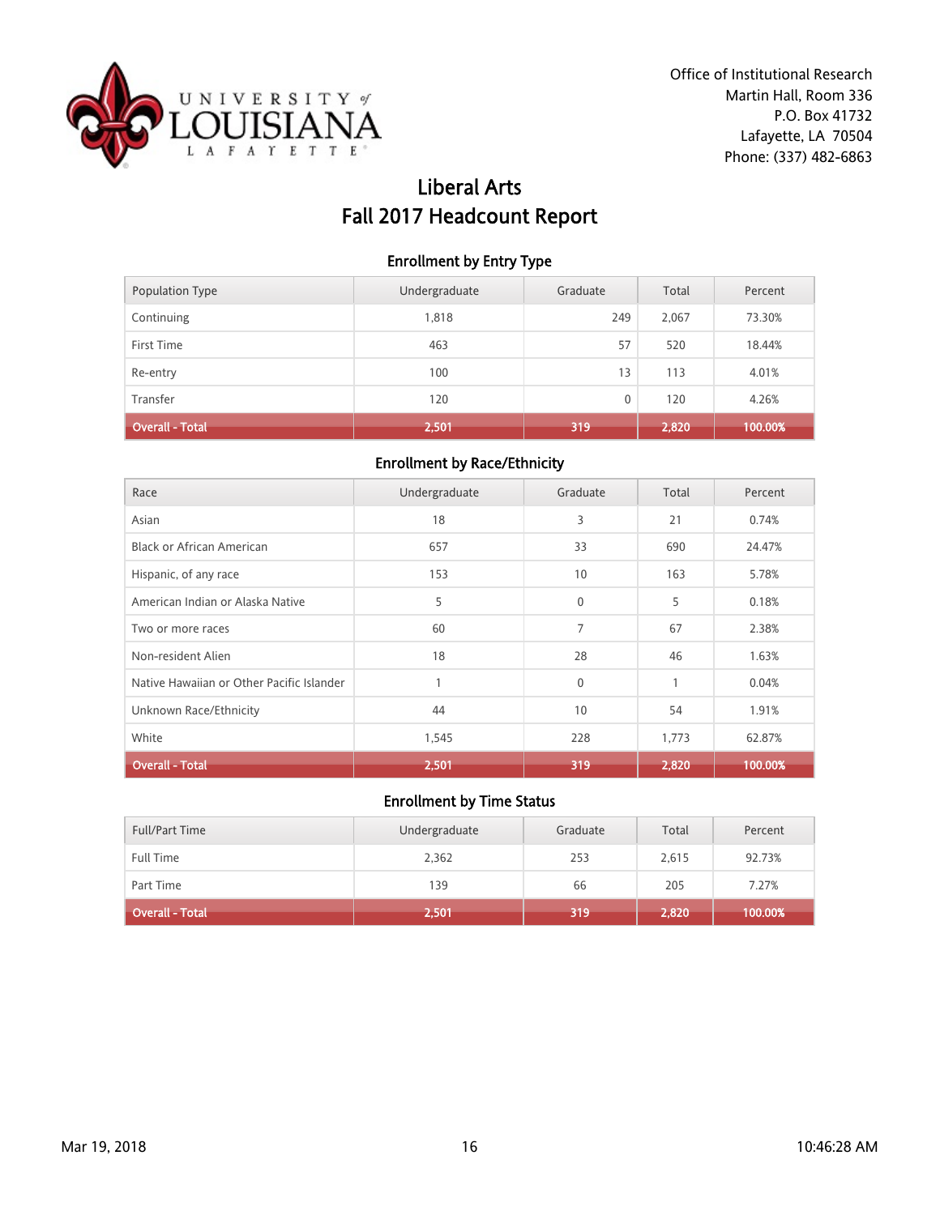Office of Institutional Research
Martin Hall, Room 336
P.O. Box 41732
Lafayette, LA 70504
Phone: (337) 482-6863

# Liberal Arts
# Fall 2017 Headcount Report

### Enrollment by Entry Type

| Population Type | Undergraduate | Graduate | Total | Percent |
|---|---|---|---|---|
| Continuing | 1,818 | 249 | 2,067 | 73.30% |
| First Time | 463 | 57 | 520 | 18.44% |
| Re-entry | 100 | 13 | 113 | 4.01% |
| Transfer | 120 | 0 | 120 | 4.26% |
| **Overall - Total** | **2,501** | **319** | **2,820** | **100.00%** |

### Enrollment by Race/Ethnicity

| Race | Undergraduate | Graduate | Total | Percent |
|---|---|---|---|---|
| Asian | 18 | 3 | 21 | 0.74% |
| Black or African American | 657 | 33 | 690 | 24.47% |
| Hispanic, of any race | 153 | 10 | 163 | 5.78% |
| American Indian or Alaska Native | 5 | 0 | 5 | 0.18% |
| Two or more races | 60 | 7 | 67 | 2.38% |
| Non-resident Alien | 18 | 28 | 46 | 1.63% |
| Native Hawaiian or Other Pacific Islander | 1 | 0 | 1 | 0.04% |
| Unknown Race/Ethnicity | 44 | 10 | 54 | 1.91% |
| White | 1,545 | 228 | 1,773 | 62.87% |
| **Overall - Total** | **2,501** | **319** | **2,820** | **100.00%** |

### Enrollment by Time Status

| Full/Part Time | Undergraduate | Graduate | Total | Percent |
|---|---|---|---|---|
| Full Time | 2,362 | 253 | 2,615 | 92.73% |
| Part Time | 139 | 66 | 205 | 7.27% |
| **Overall - Total** | **2,501** | **319** | **2,820** | **100.00%** |

Mar 19, 2018 10:46:28 AM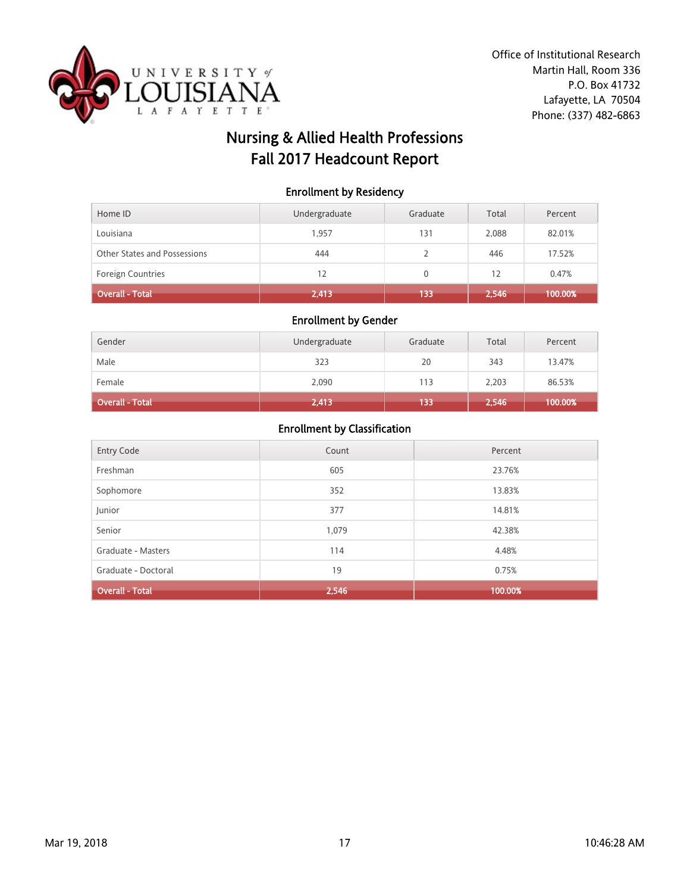Office of Institutional Research
Martin Hall, Room 336
P.O. Box 41732
Lafayette, LA 70504
Phone: (337) 482-6863

# Nursing & Allied Health Professions
# Fall 2017 Headcount Report

## Enrollment by Residency

| Home ID | Undergraduate | Graduate | Total | Percent |
|---|---|---|---|---|
| Louisiana | 1,957 | 131 | 2,088 | 82.01% |
| Other States and Possessions | 444 | 2 | 446 | 17.52% |
| Foreign Countries | 12 | 0 | 12 | 0.47% |
| **Overall - Total** | **2,413** | **133** | **2,546** | **100.00%** |

## Enrollment by Gender

| Gender | Undergraduate | Graduate | Total | Percent |
|---|---|---|---|---|
| Male | 323 | 20 | 343 | 13.47% |
| Female | 2,090 | 113 | 2,203 | 86.53% |
| **Overall - Total** | **2,413** | **133** | **2,546** | **100.00%** |

## Enrollment by Classification

| Entry Code | Count | Percent |
|---|---|---|
| Freshman | 605 | 23.76% |
| Sophomore | 352 | 13.83% |
| Junior | 377 | 14.81% |
| Senior | 1,079 | 42.38% |
| Graduate - Masters | 114 | 4.48% |
| Graduate - Doctoral | 19 | 0.75% |
| **Overall - Total** | **2,546** | **100.00%** |

Mar 19, 2018 10:46:28 AM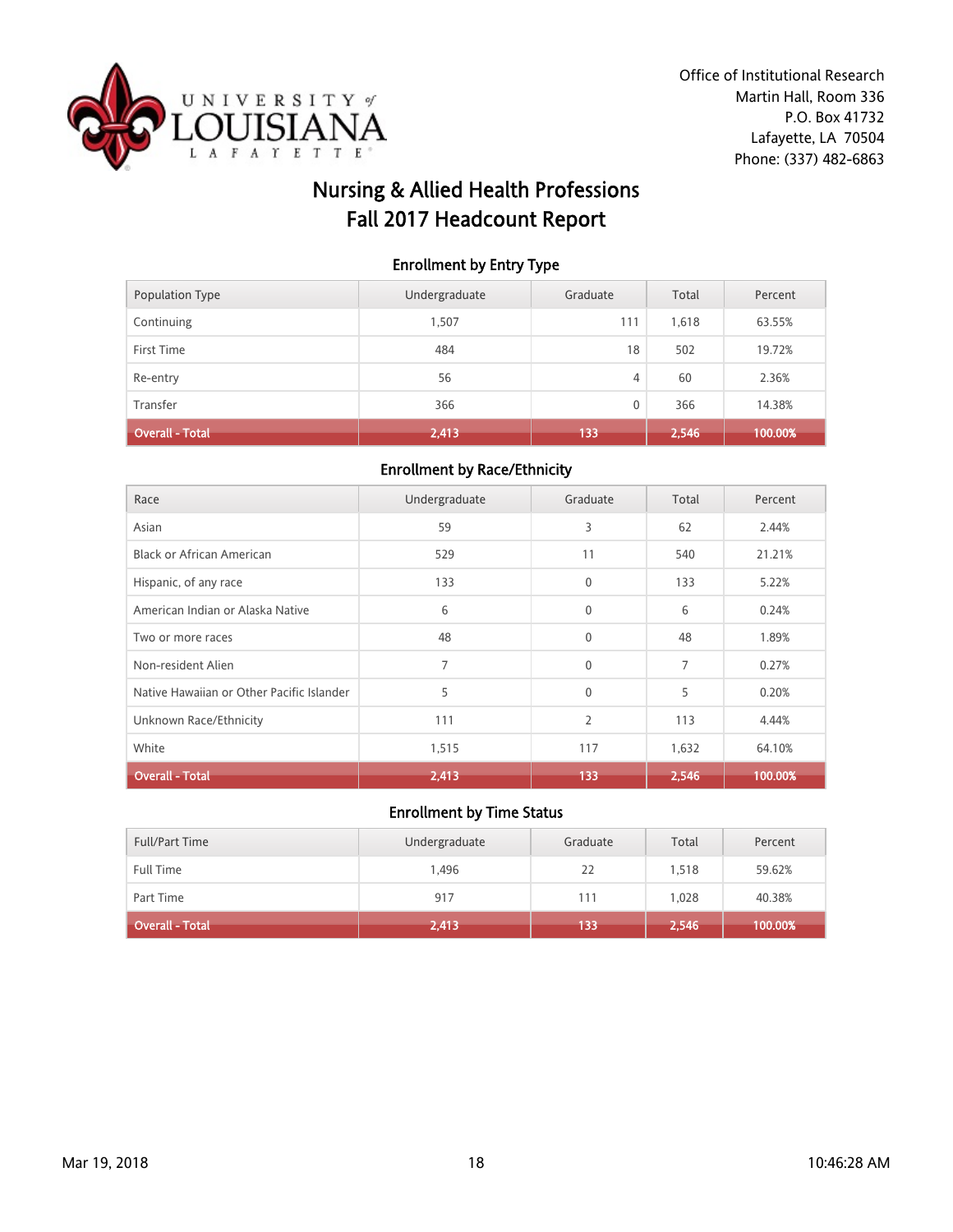UNIVERSITY of LOUISIANA LAFAYETTE

Office of Institutional Research
Martin Hall, Room 336
P.O. Box 41732
Lafayette, LA 70504
Phone: (337) 482-6863

# Nursing & Allied Health Professions
# Fall 2017 Headcount Report

### Enrollment by Entry Type

| Population Type | Undergraduate | Graduate | Total | Percent |
|---|---|---|---|---|
| Continuing | 1,507 | 111 | 1,618 | 63.55% |
| First Time | 484 | 18 | 502 | 19.72% |
| Re-entry | 56 | 4 | 60 | 2.36% |
| Transfer | 366 | 0 | 366 | 14.38% |
| **Overall - Total** | **2,413** | **133** | **2,546** | **100.00%** |

### Enrollment by Race/Ethnicity

| Race | Undergraduate | Graduate | Total | Percent |
|---|---|---|---|---|
| Asian | 59 | 3 | 62 | 2.44% |
| Black or African American | 529 | 11 | 540 | 21.21% |
| Hispanic, of any race | 133 | 0 | 133 | 5.22% |
| American Indian or Alaska Native | 6 | 0 | 6 | 0.24% |
| Two or more races | 48 | 0 | 48 | 1.89% |
| Non-resident Alien | 7 | 0 | 7 | 0.27% |
| Native Hawaiian or Other Pacific Islander | 5 | 0 | 5 | 0.20% |
| Unknown Race/Ethnicity | 111 | 2 | 113 | 4.44% |
| White | 1,515 | 117 | 1,632 | 64.10% |
| **Overall - Total** | **2,413** | **133** | **2,546** | **100.00%** |

### Enrollment by Time Status

| Full/Part Time | Undergraduate | Graduate | Total | Percent |
|---|---|---|---|---|
| Full Time | 1,496 | 22 | 1,518 | 59.62% |
| Part Time | 917 | 111 | 1,028 | 40.38% |
| **Overall - Total** | **2,413** | **133** | **2,546** | **100.00%** |

Mar 19, 2018 10:46:28 AM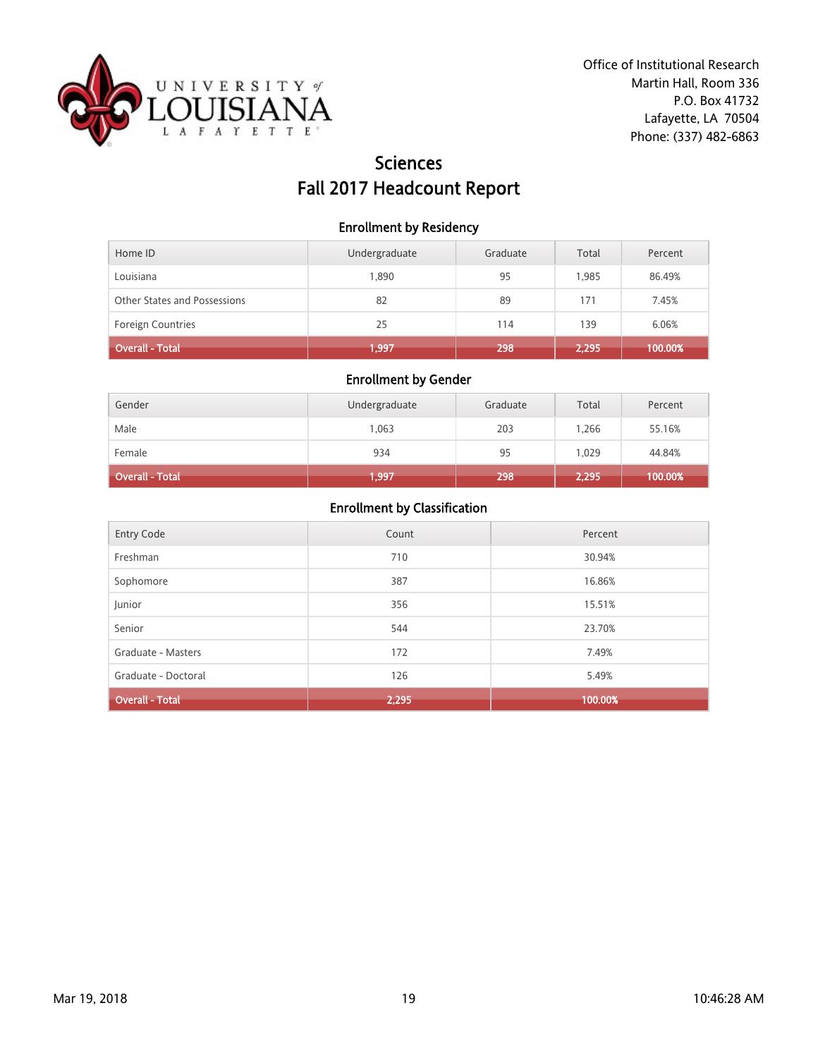Office of Institutional Research
Martin Hall, Room 336
P.O. Box 41732
Lafayette, LA 70504
Phone: (337) 482-6863

# Sciences
# Fall 2017 Headcount Report

### Enrollment by Residency

| Home ID | Undergraduate | Graduate | Total | Percent |
|---|---|---|---|---|
| Louisiana | 1,890 | 95 | 1,985 | 86.49% |
| Other States and Possessions | 82 | 89 | 171 | 7.45% |
| Foreign Countries | 25 | 114 | 139 | 6.06% |
| **Overall - Total** | **1,997** | **298** | **2,295** | **100.00%** |

### Enrollment by Gender

| Gender | Undergraduate | Graduate | Total | Percent |
|---|---|---|---|---|
| Male | 1,063 | 203 | 1,266 | 55.16% |
| Female | 934 | 95 | 1,029 | 44.84% |
| **Overall - Total** | **1,997** | **298** | **2,295** | **100.00%** |

### Enrollment by Classification

| Entry Code | Count | Percent |
|---|---|---|
| Freshman | 710 | 30.94% |
| Sophomore | 387 | 16.86% |
| Junior | 356 | 15.51% |
| Senior | 544 | 23.70% |
| Graduate - Masters | 172 | 7.49% |
| Graduate - Doctoral | 126 | 5.49% |
| **Overall - Total** | **2,295** | **100.00%** |

Mar 19, 2018 10:46:28 AM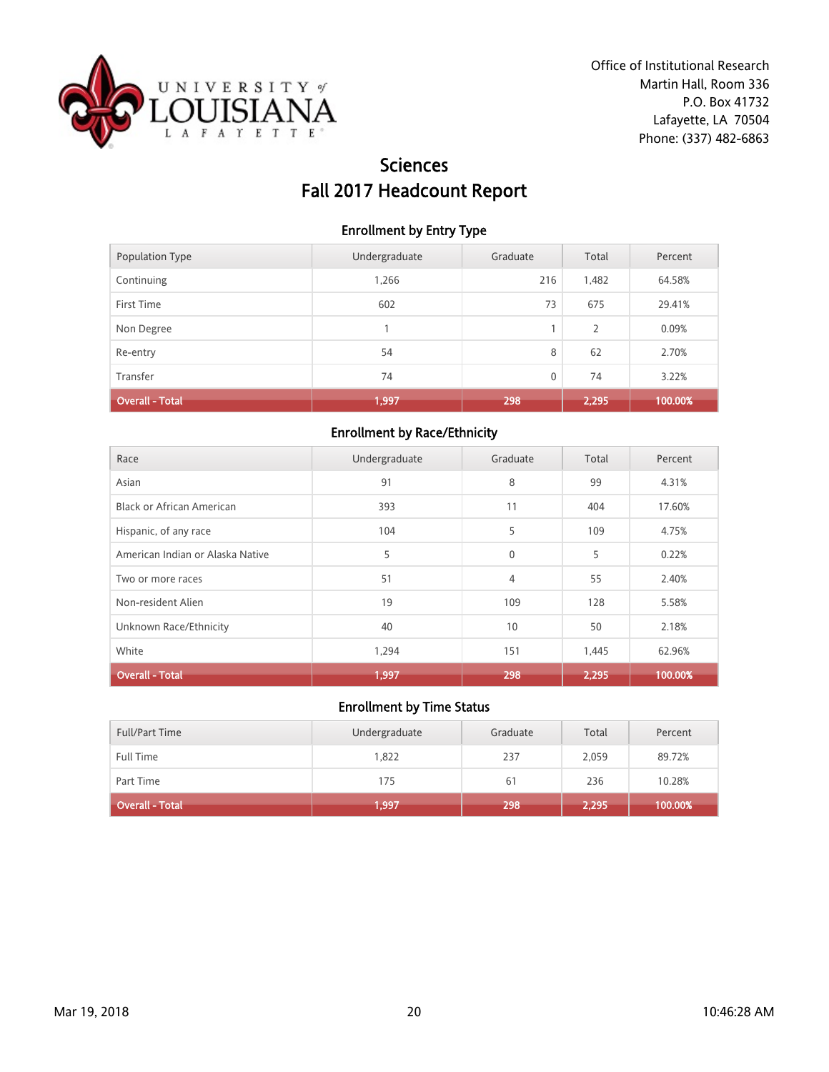Office of Institutional Research
Martin Hall, Room 336
P.O. Box 41732
Lafayette, LA 70504
Phone: (337) 482-6863

# Sciences
# Fall 2017 Headcount Report

### Enrollment by Entry Type

| Population Type | Undergraduate | Graduate | Total | Percent |
|---|---|---|---|---|
| Continuing | 1,266 | 216 | 1,482 | 64.58% |
| First Time | 602 | 73 | 675 | 29.41% |
| Non Degree | 1 | 1 | 2 | 0.09% |
| Re-entry | 54 | 8 | 62 | 2.70% |
| Transfer | 74 | 0 | 74 | 3.22% |
| **Overall - Total** | **1,997** | **298** | **2,295** | **100.00%** |

### Enrollment by Race/Ethnicity

| Race | Undergraduate | Graduate | Total | Percent |
|---|---|---|---|---|
| Asian | 91 | 8 | 99 | 4.31% |
| Black or African American | 393 | 11 | 404 | 17.60% |
| Hispanic, of any race | 104 | 5 | 109 | 4.75% |
| American Indian or Alaska Native | 5 | 0 | 5 | 0.22% |
| Two or more races | 51 | 4 | 55 | 2.40% |
| Non-resident Alien | 19 | 109 | 128 | 5.58% |
| Unknown Race/Ethnicity | 40 | 10 | 50 | 2.18% |
| White | 1,294 | 151 | 1,445 | 62.96% |
| **Overall - Total** | **1,997** | **298** | **2,295** | **100.00%** |

### Enrollment by Time Status

| Full/Part Time | Undergraduate | Graduate | Total | Percent |
|---|---|---|---|---|
| Full Time | 1,822 | 237 | 2,059 | 89.72% |
| Part Time | 175 | 61 | 236 | 10.28% |
| **Overall - Total** | **1,997** | **298** | **2,295** | **100.00%** |

Mar 19, 2018 10:46:28 AM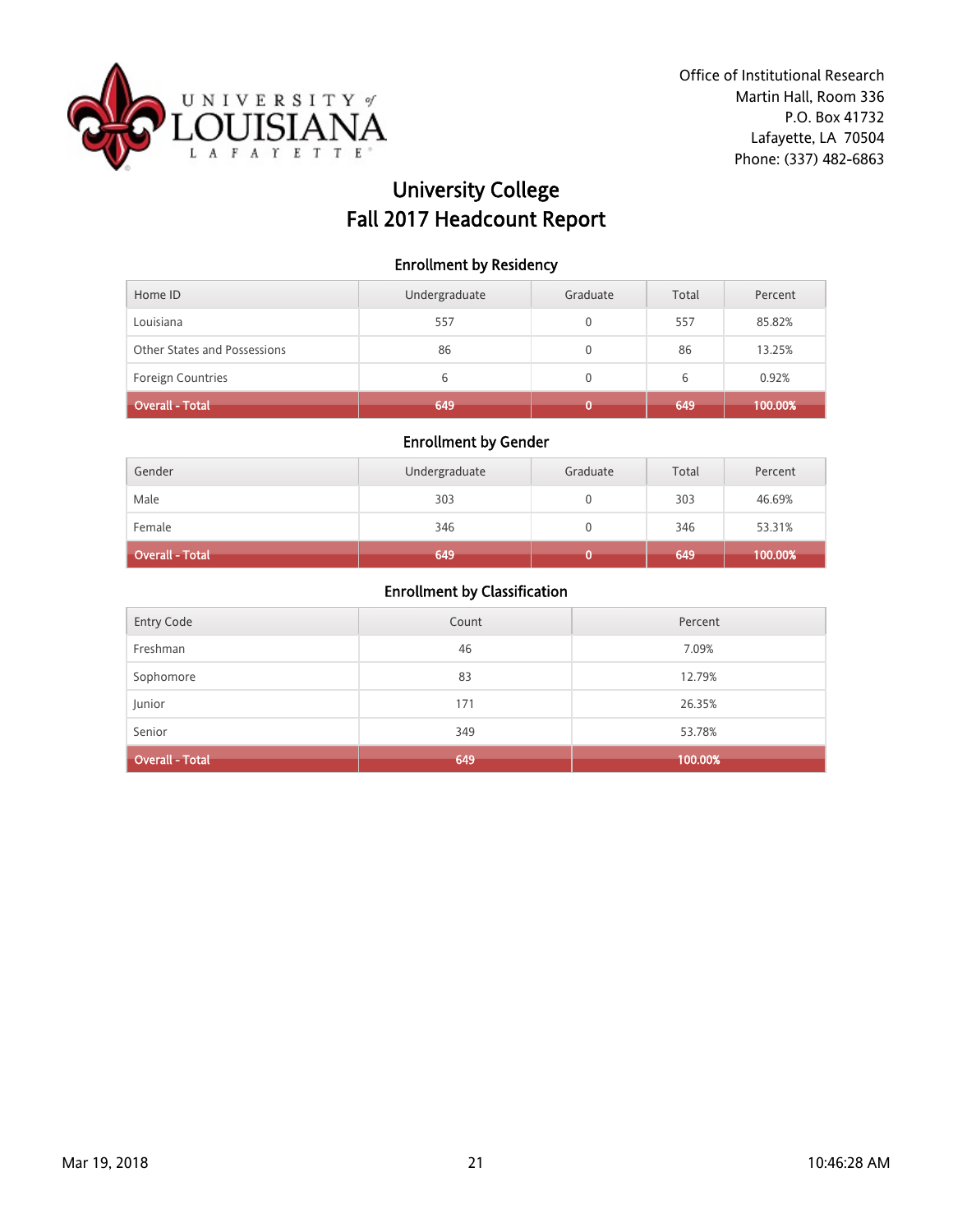Office of Institutional Research
Martin Hall, Room 336
P.O. Box 41732
Lafayette, LA 70504
Phone: (337) 482-6863

# University College
# Fall 2017 Headcount Report

## Enrollment by Residency

| Home ID | Undergraduate | Graduate | Total | Percent |
|---|---|---|---|---|
| Louisiana | 557 | 0 | 557 | 85.82% |
| Other States and Possessions | 86 | 0 | 86 | 13.25% |
| Foreign Countries | 6 | 0 | 6 | 0.92% |
| **Overall - Total** | **649** | **0** | **649** | **100.00%** |

## Enrollment by Gender

| Gender | Undergraduate | Graduate | Total | Percent |
|---|---|---|---|---|
| Male | 303 | 0 | 303 | 46.69% |
| Female | 346 | 0 | 346 | 53.31% |
| **Overall - Total** | **649** | **0** | **649** | **100.00%** |

## Enrollment by Classification

| Entry Code | Count | Percent |
|---|---|---|
| Freshman | 46 | 7.09% |
| Sophomore | 83 | 12.79% |
| Junior | 171 | 26.35% |
| Senior | 349 | 53.78% |
| **Overall - Total** | **649** | **100.00%** |

Mar 19, 2018 10:46:28 AM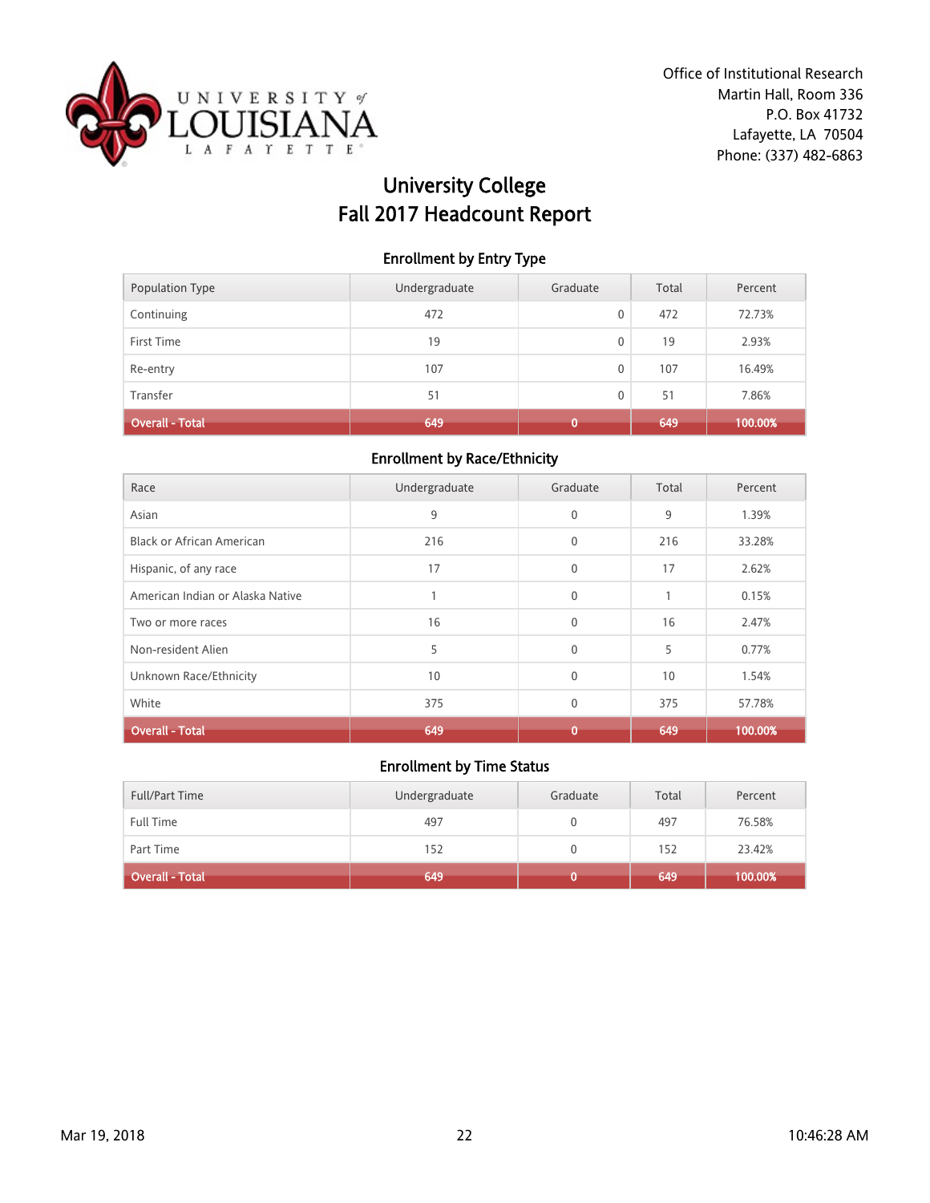Office of Institutional Research
Martin Hall, Room 336
P.O. Box 41732
Lafayette, LA 70504
Phone: (337) 482-6863

# University College
# Fall 2017 Headcount Report

## Enrollment by Entry Type

| Population Type | Undergraduate | Graduate | Total | Percent |
|---|---|---|---|---|
| Continuing | 472 | 0 | 472 | 72.73% |
| First Time | 19 | 0 | 19 | 2.93% |
| Re-entry | 107 | 0 | 107 | 16.49% |
| Transfer | 51 | 0 | 51 | 7.86% |
| **Overall - Total** | **649** | **0** | **649** | **100.00%** |

## Enrollment by Race/Ethnicity

| Race | Undergraduate | Graduate | Total | Percent |
|---|---|---|---|---|
| Asian | 9 | 0 | 9 | 1.39% |
| Black or African American | 216 | 0 | 216 | 33.28% |
| Hispanic, of any race | 17 | 0 | 17 | 2.62% |
| American Indian or Alaska Native | 1 | 0 | 1 | 0.15% |
| Two or more races | 16 | 0 | 16 | 2.47% |
| Non-resident Alien | 5 | 0 | 5 | 0.77% |
| Unknown Race/Ethnicity | 10 | 0 | 10 | 1.54% |
| White | 375 | 0 | 375 | 57.78% |
| **Overall - Total** | **649** | **0** | **649** | **100.00%** |

## Enrollment by Time Status

| Full/Part Time | Undergraduate | Graduate | Total | Percent |
|---|---|---|---|---|
| Full Time | 497 | 0 | 497 | 76.58% |
| Part Time | 152 | 0 | 152 | 23.42% |
| **Overall - Total** | **649** | **0** | **649** | **100.00%** |

Mar 19, 2018 10:46:28 AM